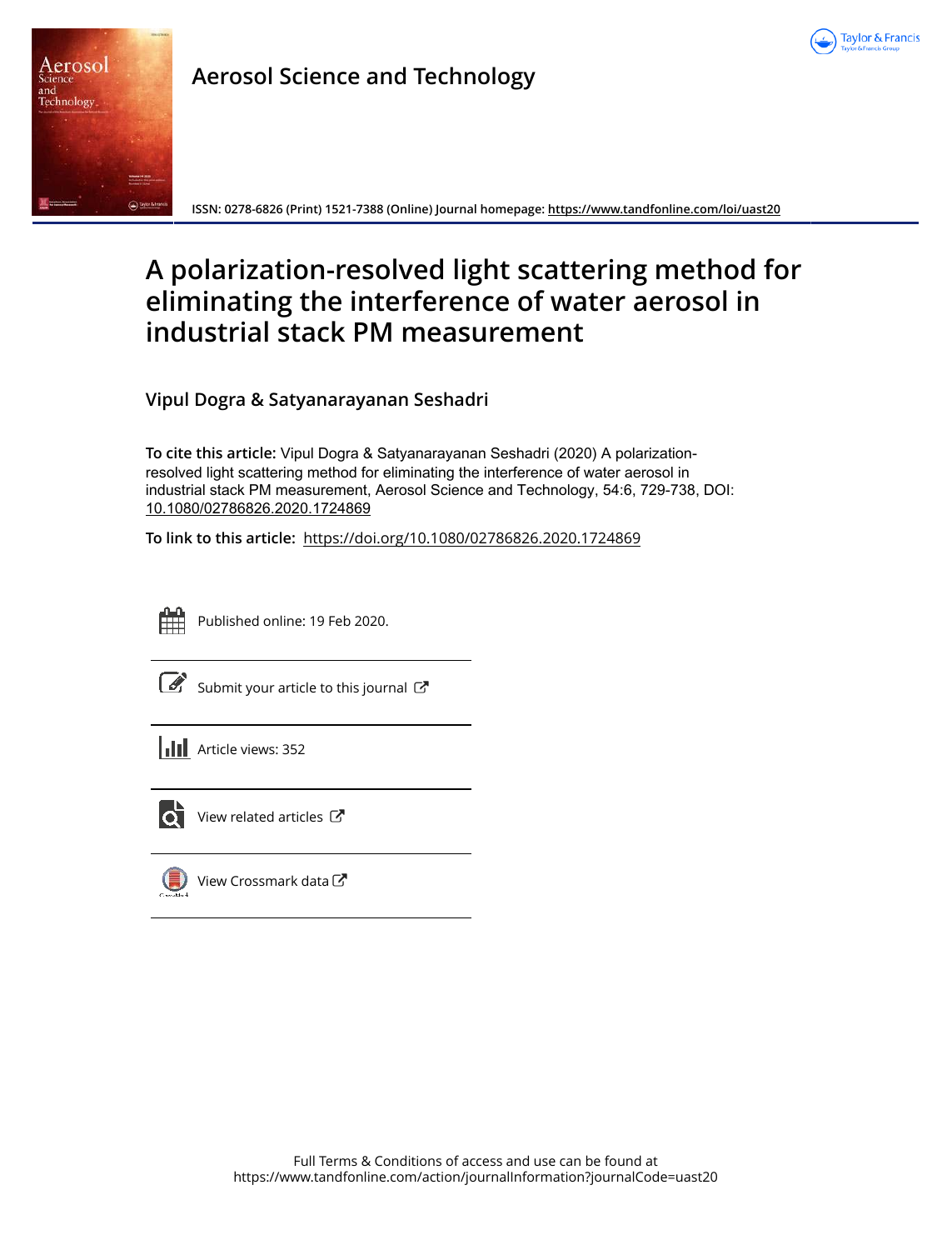# Aerosol Science and Technology

ISSN: 0278-6826 (Print) 1521-7388 (Online) Journal homepage: https://www.tandfonline.com/loi/uast20

# A polarization-resolved light scattering method for eliminating the interference of water aerosol in industrial stack PM measurement

## Vipul Dogra & Satyanarayanan Seshadri

**To cite this article:** Vipul Dogra & Satyanarayanan Seshadri (2020) A polarization-resolved light scattering method for eliminating the interference of water aerosol in industrial stack PM measurement, Aerosol Science and Technology, 54:6, 729-738, DOI: 10.1080/02786826.2020.1724869

**To link to this article:** https://doi.org/10.1080/02786826.2020.1724869

Published online: 19 Feb 2020.

Submit your article to this journal

Article views: 352

View related articles

View Crossmark data

Full Terms & Conditions of access and use can be found at
https://www.tandfonline.com/action/journalInformation?journalCode=uast20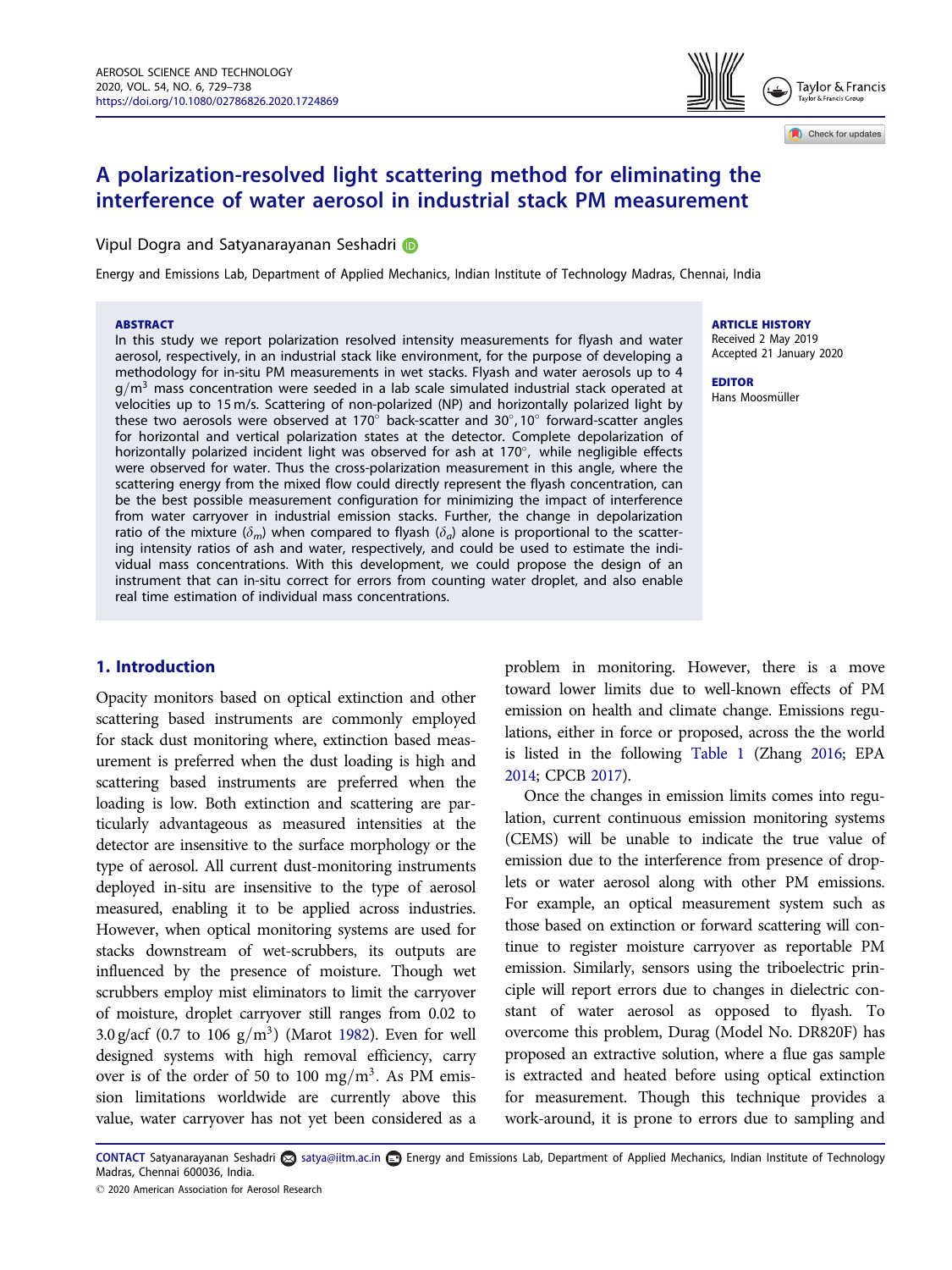# A polarization-resolved light scattering method for eliminating the interference of water aerosol in industrial stack PM measurement

Vipul Dogra and Satyanarayanan Seshadri

Energy and Emissions Lab, Department of Applied Mechanics, Indian Institute of Technology Madras, Chennai, India

### ABSTRACT

In this study we report polarization resolved intensity measurements for flyash and water aerosol, respectively, in an industrial stack like environment, for the purpose of developing a methodology for in-situ PM measurements in wet stacks. Flyash and water aerosols up to 4 g/m$^3$ mass concentration were seeded in a lab scale simulated industrial stack operated at velocities up to 15 m/s. Scattering of non-polarized (NP) and horizontally polarized light by these two aerosols were observed at 170° back-scatter and 30°, 10° forward-scatter angles for horizontal and vertical polarization states at the detector. Complete depolarization of horizontally polarized incident light was observed for ash at 170°, while negligible effects were observed for water. Thus the cross-polarization measurement in this angle, where the scattering energy from the mixed flow could directly represent the flyash concentration, can be the best possible measurement configuration for minimizing the impact of interference from water carryover in industrial emission stacks. Further, the change in depolarization ratio of the mixture ($\delta_m$) when compared to flyash ($\delta_a$) alone is proportional to the scattering intensity ratios of ash and water, respectively, and could be used to estimate the individual mass concentrations. With this development, we could propose the design of an instrument that can in-situ correct for errors from counting water droplet, and also enable real time estimation of individual mass concentrations.

**ARTICLE HISTORY**
Received 2 May 2019
Accepted 21 January 2020

**EDITOR**
Hans Moosmüller

## 1. Introduction

Opacity monitors based on optical extinction and other scattering based instruments are commonly employed for stack dust monitoring where, extinction based measurement is preferred when the dust loading is high and scattering based instruments are preferred when the loading is low. Both extinction and scattering are particularly advantageous as measured intensities at the detector are insensitive to the surface morphology or the type of aerosol. All current dust-monitoring instruments deployed in-situ are insensitive to the type of aerosol measured, enabling it to be applied across industries. However, when optical monitoring systems are used for stacks downstream of wet-scrubbers, its outputs are influenced by the presence of moisture. Though wet scrubbers employ mist eliminators to limit the carryover of moisture, droplet carryover still ranges from 0.02 to 3.0 g/acf (0.7 to 106 g/m$^3$) (Marot 1982). Even for well designed systems with high removal efficiency, carry over is of the order of 50 to 100 mg/m$^3$. As PM emission limitations worldwide are currently above this value, water carryover has not yet been considered as a problem in monitoring. However, there is a move toward lower limits due to well-known effects of PM emission on health and climate change. Emissions regulations, either in force or proposed, across the the world is listed in the following Table 1 (Zhang 2016; EPA 2014; CPCB 2017).

Once the changes in emission limits comes into regulation, current continuous emission monitoring systems (CEMS) will be unable to indicate the true value of emission due to the interference from presence of droplets or water aerosol along with other PM emissions. For example, an optical measurement system such as those based on extinction or forward scattering will continue to register moisture carryover as reportable PM emission. Similarly, sensors using the triboelectric principle will report errors due to changes in dielectric constant of water aerosol as opposed to flyash. To overcome this problem, Durag (Model No. DR820F) has proposed an extractive solution, where a flue gas sample is extracted and heated before using optical extinction for measurement. Though this technique provides a work-around, it is prone to errors due to sampling and

**CONTACT** Satyanarayanan Seshadri satya@iitm.ac.in Energy and Emissions Lab, Department of Applied Mechanics, Indian Institute of Technology Madras, Chennai 600036, India.

© 2020 American Association for Aerosol Research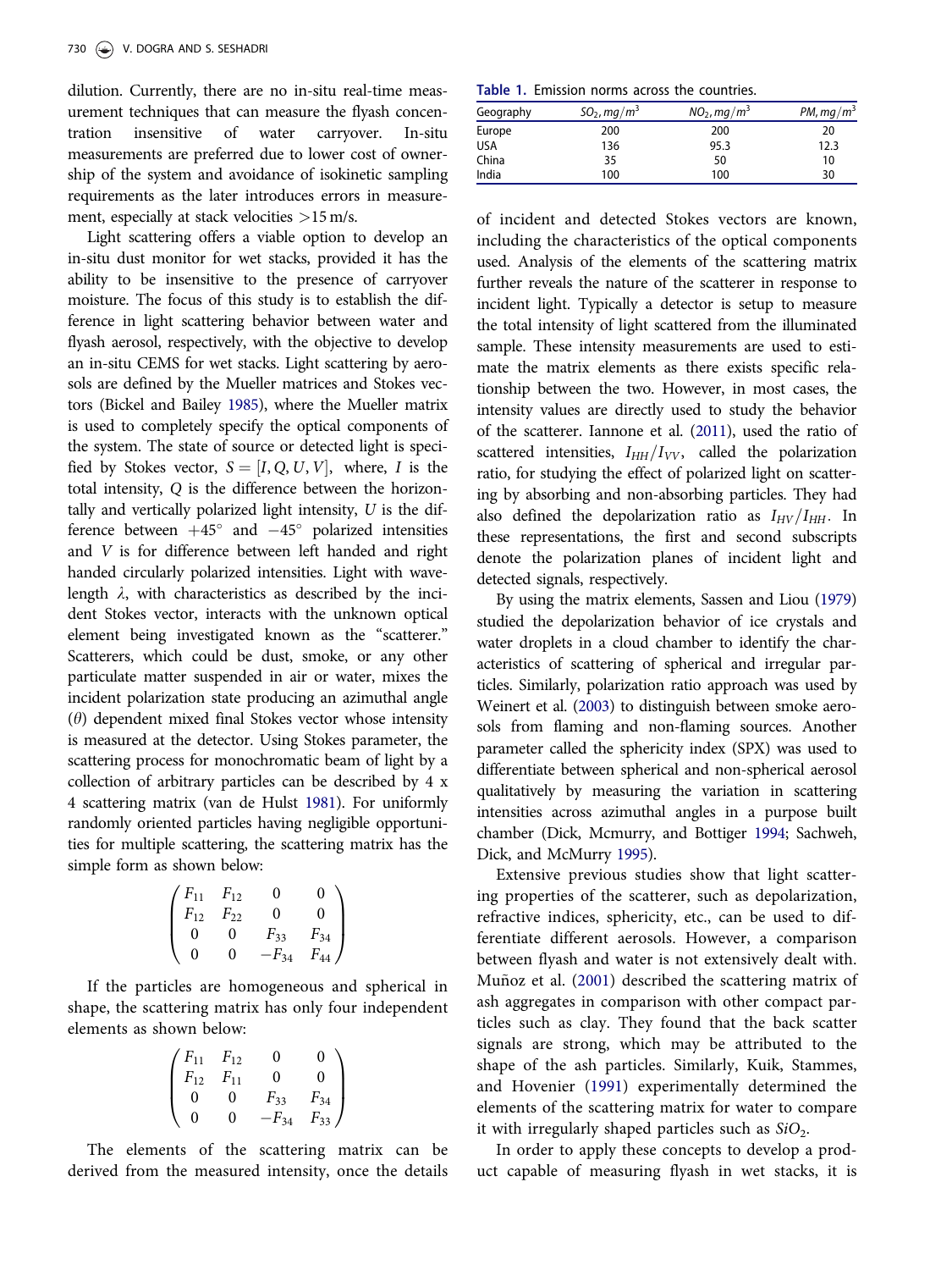dilution. Currently, there are no in-situ real-time measurement techniques that can measure the flyash concentration insensitive of water carryover. In-situ measurements are preferred due to lower cost of ownership of the system and avoidance of isokinetic sampling requirements as the later introduces errors in measurement, especially at stack velocities >15 m/s.

Light scattering offers a viable option to develop an in-situ dust monitor for wet stacks, provided it has the ability to be insensitive to the presence of carryover moisture. The focus of this study is to establish the difference in light scattering behavior between water and flyash aerosol, respectively, with the objective to develop an in-situ CEMS for wet stacks. Light scattering by aerosols are defined by the Mueller matrices and Stokes vectors (Bickel and Bailey 1985), where the Mueller matrix is used to completely specify the optical components of the system. The state of source or detected light is specified by Stokes vector, $S = [I, Q, U, V]$, where, $I$ is the total intensity, $Q$ is the difference between the horizontally and vertically polarized light intensity, $U$ is the difference between $+45^\circ$ and $-45^\circ$ polarized intensities and $V$ is for difference between left handed and right handed circularly polarized intensities. Light with wavelength $\lambda$, with characteristics as described by the incident Stokes vector, interacts with the unknown optical element being investigated known as the "scatterer." Scatterers, which could be dust, smoke, or any other particulate matter suspended in air or water, mixes the incident polarization state producing an azimuthal angle ($\theta$) dependent mixed final Stokes vector whose intensity is measured at the detector. Using Stokes parameter, the scattering process for monochromatic beam of light by a collection of arbitrary particles can be described by 4 x 4 scattering matrix (van de Hulst 1981). For uniformly randomly oriented particles having negligible opportunities for multiple scattering, the scattering matrix has the simple form as shown below:

$$\begin{pmatrix} F_{11} & F_{12} & 0 & 0 \\ F_{12} & F_{22} & 0 & 0 \\ 0 & 0 & F_{33} & F_{34} \\ 0 & 0 & -F_{34} & F_{44} \end{pmatrix}$$

If the particles are homogeneous and spherical in shape, the scattering matrix has only four independent elements as shown below:

$$\begin{pmatrix} F_{11} & F_{12} & 0 & 0 \\ F_{12} & F_{11} & 0 & 0 \\ 0 & 0 & F_{33} & F_{34} \\ 0 & 0 & -F_{34} & F_{33} \end{pmatrix}$$

The elements of the scattering matrix can be derived from the measured intensity, once the details of incident and detected Stokes vectors are known, including the characteristics of the optical components used. Analysis of the elements of the scattering matrix further reveals the nature of the scatterer in response to incident light. Typically a detector is setup to measure the total intensity of light scattered from the illuminated sample. These intensity measurements are used to estimate the matrix elements as there exists specific relationship between the two. However, in most cases, the intensity values are directly used to study the behavior of the scatterer. Iannone et al. (2011), used the ratio of scattered intensities, $I_{HH}/I_{VV}$, called the polarization ratio, for studying the effect of polarized light on scattering by absorbing and non-absorbing particles. They had also defined the depolarization ratio as $I_{HV}/I_{HH}$. In these representations, the first and second subscripts denote the polarization planes of incident light and detected signals, respectively.

**Table 1.** Emission norms across the countries.

| Geography | $SO_2, mg/m^3$ | $NO_2, mg/m^3$ | $PM, mg/m^3$ |
|---|---|---|---|
| Europe | 200 | 200 | 20 |
| USA | 136 | 95.3 | 12.3 |
| China | 35 | 50 | 10 |
| India | 100 | 100 | 30 |

By using the matrix elements, Sassen and Liou (1979) studied the depolarization behavior of ice crystals and water droplets in a cloud chamber to identify the characteristics of scattering of spherical and irregular particles. Similarly, polarization ratio approach was used by Weinert et al. (2003) to distinguish between smoke aerosols from flaming and non-flaming sources. Another parameter called the sphericity index (SPX) was used to differentiate between spherical and non-spherical aerosol qualitatively by measuring the variation in scattering intensities across azimuthal angles in a purpose built chamber (Dick, Mcmurry, and Bottiger 1994; Sachweh, Dick, and McMurry 1995).

Extensive previous studies show that light scattering properties of the scatterer, such as depolarization, refractive indices, sphericity, etc., can be used to differentiate different aerosols. However, a comparison between flyash and water is not extensively dealt with. Muñoz et al. (2001) described the scattering matrix of ash aggregates in comparison with other compact particles such as clay. They found that the back scatter signals are strong, which may be attributed to the shape of the ash particles. Similarly, Kuik, Stammes, and Hovenier (1991) experimentally determined the elements of the scattering matrix for water to compare it with irregularly shaped particles such as $SiO_2$.

In order to apply these concepts to develop a product capable of measuring flyash in wet stacks, it is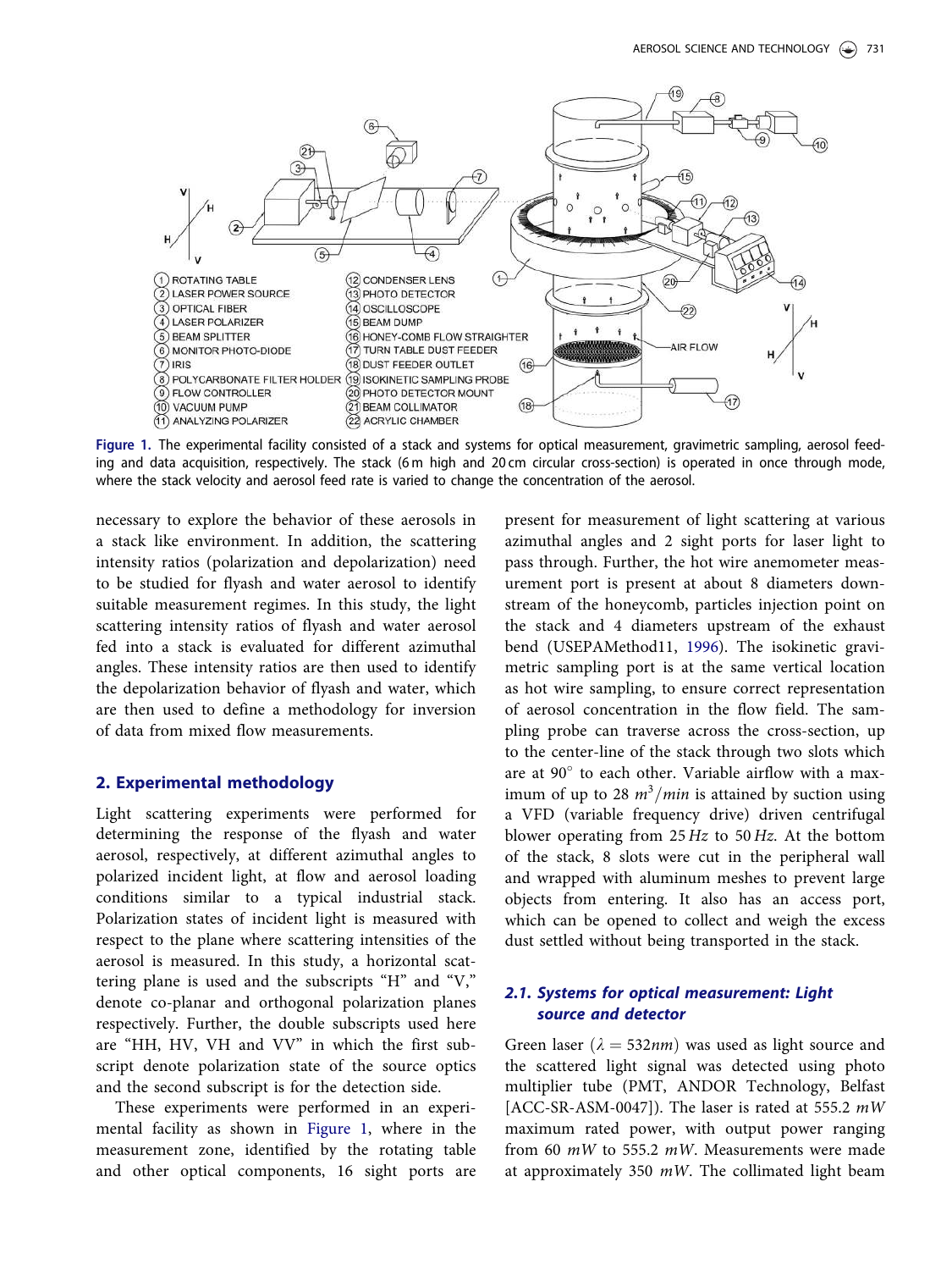**Figure 1.** The experimental facility consisted of a stack and systems for optical measurement, gravimetric sampling, aerosol feeding and data acquisition, respectively. The stack (6 m high and 20 cm circular cross-section) is operated in once through mode, where the stack velocity and aerosol feed rate is varied to change the concentration of the aerosol.

necessary to explore the behavior of these aerosols in a stack like environment. In addition, the scattering intensity ratios (polarization and depolarization) need to be studied for flyash and water aerosol to identify suitable measurement regimes. In this study, the light scattering intensity ratios of flyash and water aerosol fed into a stack is evaluated for different azimuthal angles. These intensity ratios are then used to identify the depolarization behavior of flyash and water, which are then used to define a methodology for inversion of data from mixed flow measurements.

## 2. Experimental methodology

Light scattering experiments were performed for determining the response of the flyash and water aerosol, respectively, at different azimuthal angles to polarized incident light, at flow and aerosol loading conditions similar to a typical industrial stack. Polarization states of incident light is measured with respect to the plane where scattering intensities of the aerosol is measured. In this study, a horizontal scattering plane is used and the subscripts "H" and "V," denote co-planar and orthogonal polarization planes respectively. Further, the double subscripts used here are "HH, HV, VH and VV" in which the first subscript denote polarization state of the source optics and the second subscript is for the detection side.

These experiments were performed in an experimental facility as shown in Figure 1, where in the measurement zone, identified by the rotating table and other optical components, 16 sight ports are present for measurement of light scattering at various azimuthal angles and 2 sight ports for laser light to pass through. Further, the hot wire anemometer measurement port is present at about 8 diameters downstream of the honeycomb, particles injection point on the stack and 4 diameters upstream of the exhaust bend (USEPAMethod11, 1996). The isokinetic gravimetric sampling port is at the same vertical location as hot wire sampling, to ensure correct representation of aerosol concentration in the flow field. The sampling probe can traverse across the cross-section, up to the center-line of the stack through two slots which are at 90° to each other. Variable airflow with a maximum of up to 28 $m^3/min$ is attained by suction using a VFD (variable frequency drive) driven centrifugal blower operating from 25 $Hz$ to 50 $Hz$. At the bottom of the stack, 8 slots were cut in the peripheral wall and wrapped with aluminum meshes to prevent large objects from entering. It also has an access port, which can be opened to collect and weigh the excess dust settled without being transported in the stack.

### 2.1. Systems for optical measurement: Light source and detector

Green laser ($\lambda = 532nm$) was used as light source and the scattered light signal was detected using photo multiplier tube (PMT, ANDOR Technology, Belfast [ACC-SR-ASM-0047]). The laser is rated at 555.2 $mW$ maximum rated power, with output power ranging from 60 $mW$ to 555.2 $mW$. Measurements were made at approximately 350 $mW$. The collimated light beam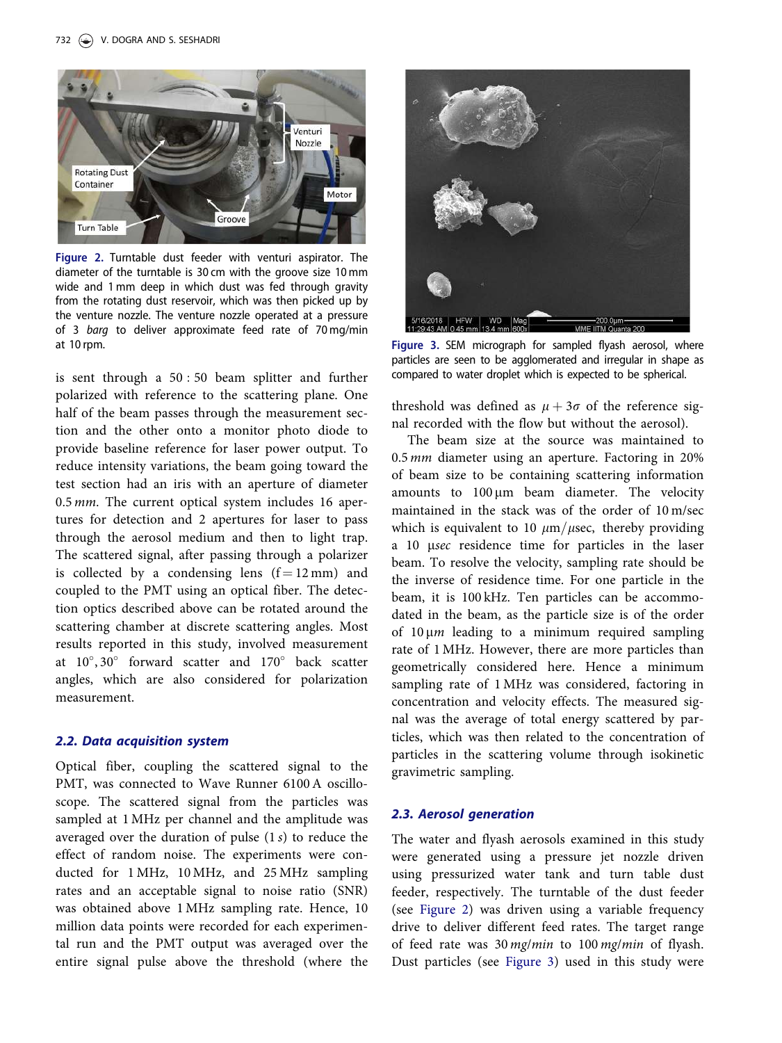Figure 2. Turntable dust feeder with venturi aspirator. The diameter of the turntable is 30 cm with the groove size 10 mm wide and 1 mm deep in which dust was fed through gravity from the rotating dust reservoir, which was then picked up by the venture nozzle. The venture nozzle operated at a pressure of 3 *barg* to deliver approximate feed rate of 70 mg/min at 10 rpm.

is sent through a 50 : 50 beam splitter and further polarized with reference to the scattering plane. One half of the beam passes through the measurement section and the other onto a monitor photo diode to provide baseline reference for laser power output. To reduce intensity variations, the beam going toward the test section had an iris with an aperture of diameter 0.5 *mm*. The current optical system includes 16 apertures for detection and 2 apertures for laser to pass through the aerosol medium and then to light trap. The scattered signal, after passing through a polarizer is collected by a condensing lens (f = 12 mm) and coupled to the PMT using an optical fiber. The detection optics described above can be rotated around the scattering chamber at discrete scattering angles. Most results reported in this study, involved measurement at $10^{\circ}, 30^{\circ}$ forward scatter and $170^{\circ}$ back scatter angles, which are also considered for polarization measurement.

### 2.2. Data acquisition system

Optical fiber, coupling the scattered signal to the PMT, was connected to Wave Runner 6100 A oscilloscope. The scattered signal from the particles was sampled at 1 MHz per channel and the amplitude was averaged over the duration of pulse (1 *s*) to reduce the effect of random noise. The experiments were conducted for 1 MHz, 10 MHz, and 25 MHz sampling rates and an acceptable signal to noise ratio (SNR) was obtained above 1 MHz sampling rate. Hence, 10 million data points were recorded for each experimental run and the PMT output was averaged over the entire signal pulse above the threshold (where the threshold was defined as $\mu + 3\sigma$ of the reference signal recorded with the flow but without the aerosol).

Figure 3. SEM micrograph for sampled flyash aerosol, where particles are seen to be agglomerated and irregular in shape as compared to water droplet which is expected to be spherical.

The beam size at the source was maintained to 0.5 *mm* diameter using an aperture. Factoring in 20% of beam size to be containing scattering information amounts to 100 µm beam diameter. The velocity maintained in the stack was of the order of 10 m/sec which is equivalent to 10 $\mu m/\mu sec$, thereby providing a 10 µ*sec* residence time for particles in the laser beam. To resolve the velocity, sampling rate should be the inverse of residence time. For one particle in the beam, it is 100 kHz. Ten particles can be accommodated in the beam, as the particle size is of the order of 10 µ*m* leading to a minimum required sampling rate of 1 MHz. However, there are more particles than geometrically considered here. Hence a minimum sampling rate of 1 MHz was considered, factoring in concentration and velocity effects. The measured signal was the average of total energy scattered by particles, which was then related to the concentration of particles in the scattering volume through isokinetic gravimetric sampling.

### 2.3. Aerosol generation

The water and flyash aerosols examined in this study were generated using a pressure jet nozzle driven using pressurized water tank and turn table dust feeder, respectively. The turntable of the dust feeder (see Figure 2) was driven using a variable frequency drive to deliver different feed rates. The target range of feed rate was 30 *mg*/*min* to 100 *mg*/*min* of flyash. Dust particles (see Figure 3) used in this study were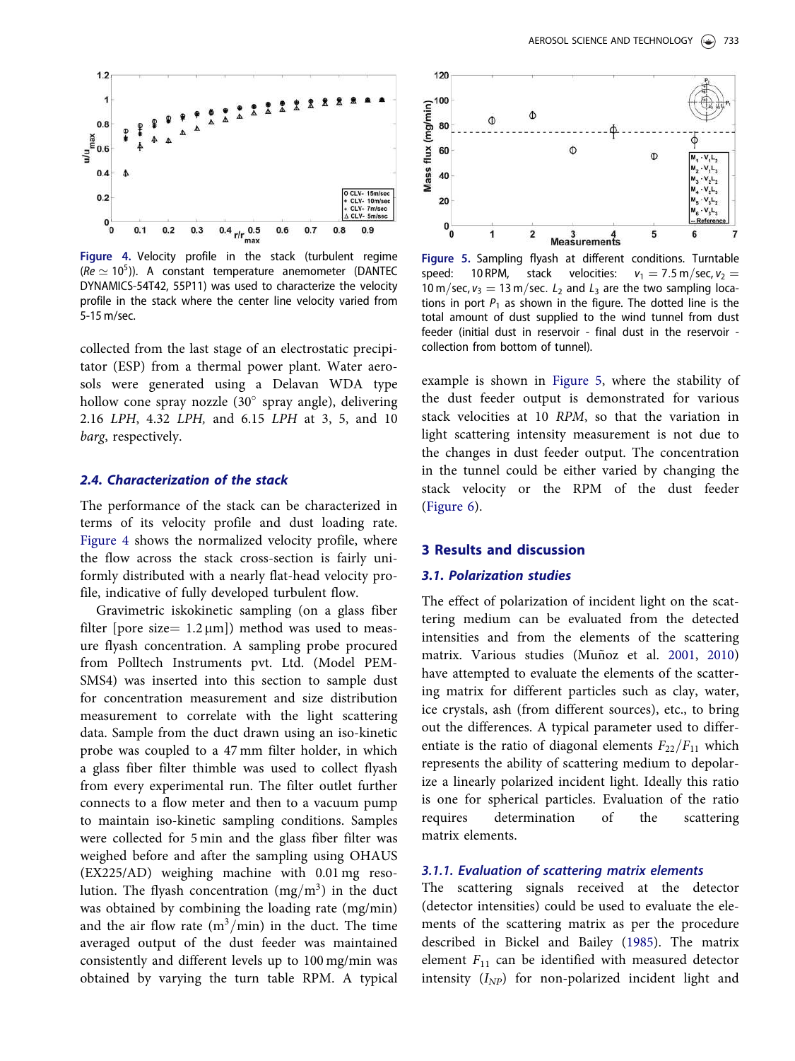Figure 4. Velocity profile in the stack (turbulent regime ($Re \simeq 10^5$)). A constant temperature anemometer (DANTEC DYNAMICS-54T42, 55P11) was used to characterize the velocity profile in the stack where the center line velocity varied from 5-15 m/sec.

collected from the last stage of an electrostatic precipitator (ESP) from a thermal power plant. Water aerosols were generated using a Delavan WDA type hollow cone spray nozzle (30° spray angle), delivering 2.16 *LPH*, 4.32 *LPH*, and 6.15 *LPH* at 3, 5, and 10 *barg*, respectively.

### 2.4. Characterization of the stack

The performance of the stack can be characterized in terms of its velocity profile and dust loading rate. Figure 4 shows the normalized velocity profile, where the flow across the stack cross-section is fairly uniformly distributed with a nearly flat-head velocity profile, indicative of fully developed turbulent flow.

Gravimetric iskokinetic sampling (on a glass fiber filter [pore size= 1.2 μm]) method was used to measure flyash concentration. A sampling probe procured from Polltech Instruments pvt. Ltd. (Model PEM-SMS4) was inserted into this section to sample dust for concentration measurement and size distribution measurement to correlate with the light scattering data. Sample from the duct drawn using an iso-kinetic probe was coupled to a 47 mm filter holder, in which a glass fiber filter thimble was used to collect flyash from every experimental run. The filter outlet further connects to a flow meter and then to a vacuum pump to maintain iso-kinetic sampling conditions. Samples were collected for 5 min and the glass fiber filter was weighed before and after the sampling using OHAUS (EX225/AD) weighing machine with 0.01 mg resolution. The flyash concentration ($mg/m^3$) in the duct was obtained by combining the loading rate (mg/min) and the air flow rate ($m^3$/min) in the duct. The time averaged output of the dust feeder was maintained consistently and different levels up to 100 mg/min was obtained by varying the turn table RPM. A typical example is shown in Figure 5, where the stability of the dust feeder output is demonstrated for various stack velocities at 10 *RPM*, so that the variation in light scattering intensity measurement is not due to the changes in dust feeder output. The concentration in the tunnel could be either varied by changing the stack velocity or the RPM of the dust feeder (Figure 6).

Figure 5. Sampling flyash at different conditions. Turntable speed: 10 RPM, stack velocities: $v_1 = 7.5$ m/sec, $v_2 = 10$ m/sec, $v_3 = 13$ m/sec. $L_2$ and $L_3$ are the two sampling locations in port $P_1$ as shown in the figure. The dotted line is the total amount of dust supplied to the wind tunnel from dust feeder (initial dust in reservoir - final dust in the reservoir - collection from bottom of tunnel).

## 3 Results and discussion

### 3.1. Polarization studies

The effect of polarization of incident light on the scattering medium can be evaluated from the detected intensities and from the elements of the scattering matrix. Various studies (Muñoz et al. 2001, 2010) have attempted to evaluate the elements of the scattering matrix for different particles such as clay, water, ice crystals, ash (from different sources), etc., to bring out the differences. A typical parameter used to differentiate is the ratio of diagonal elements $F_{22}/F_{11}$ which represents the ability of scattering medium to depolarize a linearly polarized incident light. Ideally this ratio is one for spherical particles. Evaluation of the ratio requires determination of the scattering matrix elements.

#### 3.1.1. Evaluation of scattering matrix elements

The scattering signals received at the detector (detector intensities) could be used to evaluate the elements of the scattering matrix as per the procedure described in Bickel and Bailey (1985). The matrix element $F_{11}$ can be identified with measured detector intensity ($I_{NP}$) for non-polarized incident light and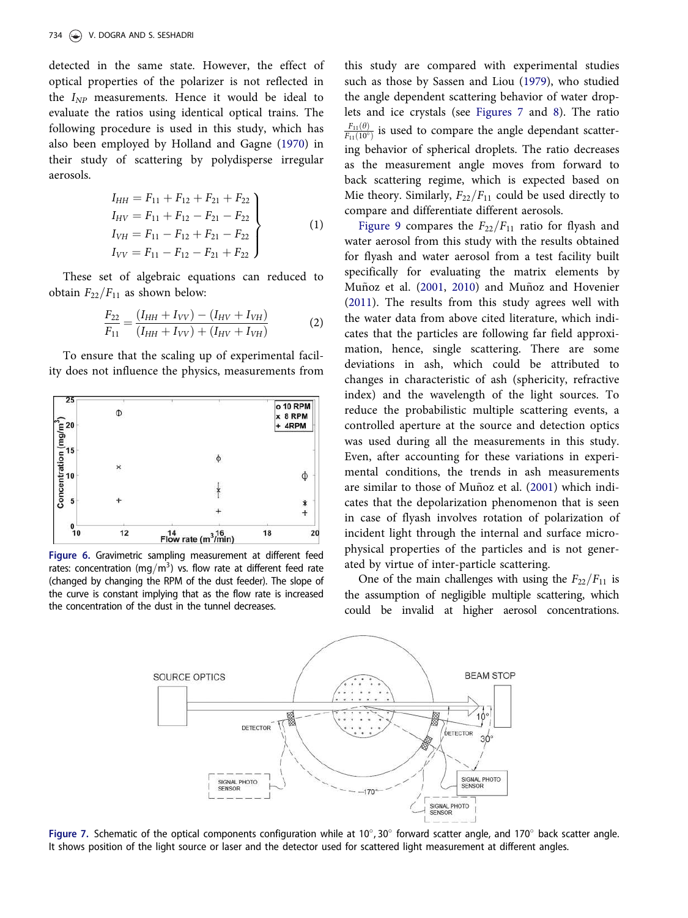detected in the same state. However, the effect of optical properties of the polarizer is not reflected in the $I_{NP}$ measurements. Hence it would be ideal to evaluate the ratios using identical optical trains. The following procedure is used in this study, which has also been employed by Holland and Gagne (1970) in their study of scattering by polydisperse irregular aerosols.

$$\left.\begin{aligned} I_{HH} &= F_{11} + F_{12} + F_{21} + F_{22} \\ I_{HV} &= F_{11} + F_{12} - F_{21} - F_{22} \\ I_{VH} &= F_{11} - F_{12} + F_{21} - F_{22} \\ I_{VV} &= F_{11} - F_{12} - F_{21} + F_{22} \end{aligned}\right\} \tag{1}$$

These set of algebraic equations can reduced to obtain $F_{22}/F_{11}$ as shown below:

$$\frac{F_{22}}{F_{11}} = \frac{(I_{HH} + I_{VV}) - (I_{HV} + I_{VH})}{(I_{HH} + I_{VV}) + (I_{HV} + I_{VH})} \tag{2}$$

To ensure that the scaling up of experimental facility does not influence the physics, measurements from this study are compared with experimental studies such as those by Sassen and Liou (1979), who studied the angle dependent scattering behavior of water droplets and ice crystals (see Figures 7 and 8). The ratio $\frac{F_{11}(\theta)}{F_{11}(10^\circ)}$ is used to compare the angle dependant scattering behavior of spherical droplets. The ratio decreases as the measurement angle moves from forward to back scattering regime, which is expected based on Mie theory. Similarly, $F_{22}/F_{11}$ could be used directly to compare and differentiate different aerosols.

Figure 6. Gravimetric sampling measurement at different feed rates: concentration (mg/m$^3$) vs. flow rate at different feed rate (changed by changing the RPM of the dust feeder). The slope of the curve is constant implying that as the flow rate is increased the concentration of the dust in the tunnel decreases.

Figure 9 compares the $F_{22}/F_{11}$ ratio for flyash and water aerosol from this study with the results obtained for flyash and water aerosol from a test facility built specifically for evaluating the matrix elements by Muñoz et al. (2001, 2010) and Muñoz and Hovenier (2011). The results from this study agrees well with the water data from above cited literature, which indicates that the particles are following far field approximation, hence, single scattering. There are some deviations in ash, which could be attributed to changes in characteristic of ash (sphericity, refractive index) and the wavelength of the light sources. To reduce the probabilistic multiple scattering events, a controlled aperture at the source and detection optics was used during all the measurements in this study. Even, after accounting for these variations in experimental conditions, the trends in ash measurements are similar to those of Muñoz et al. (2001) which indicates that the depolarization phenomenon that is seen in case of flyash involves rotation of polarization of incident light through the internal and surface microphysical properties of the particles and is not generated by virtue of inter-particle scattering.

One of the main challenges with using the $F_{22}/F_{11}$ is the assumption of negligible multiple scattering, which could be invalid at higher aerosol concentrations.

Figure 7. Schematic of the optical components configuration while at 10°, 30° forward scatter angle, and 170° back scatter angle. It shows position of the light source or laser and the detector used for scattered light measurement at different angles.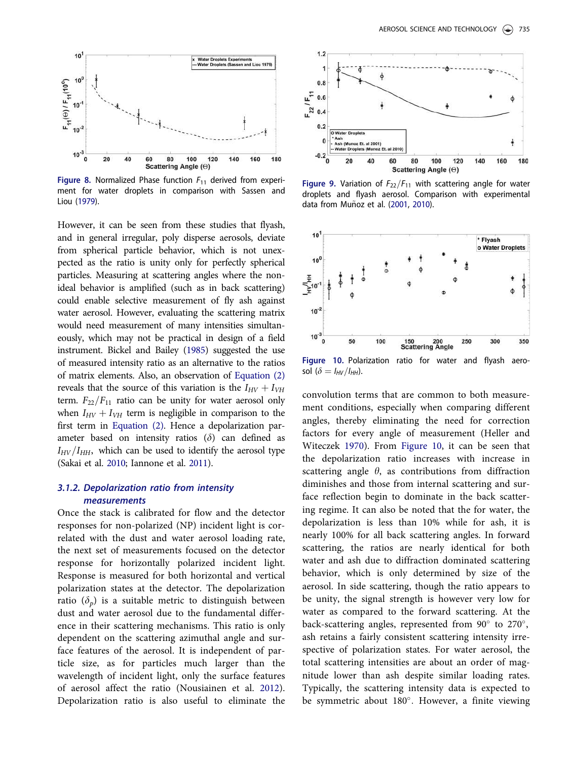Figure 8. Normalized Phase function $F_{11}$ derived from experiment for water droplets in comparison with Sassen and Liou (1979).

Figure 9. Variation of $F_{22}/F_{11}$ with scattering angle for water droplets and flyash aerosol. Comparison with experimental data from Muñoz et al. (2001, 2010).

Figure 10. Polarization ratio for water and flyash aerosol ($\delta = I_{HV}/I_{HH}$).

However, it can be seen from these studies that flyash, and in general irregular, poly disperse aerosols, deviate from spherical particle behavior, which is not unexpected as the ratio is unity only for perfectly spherical particles. Measuring at scattering angles where the nonideal behavior is amplified (such as in back scattering) could enable selective measurement of fly ash against water aerosol. However, evaluating the scattering matrix would need measurement of many intensities simultaneously, which may not be practical in design of a field instrument. Bickel and Bailey (1985) suggested the use of measured intensity ratio as an alternative to the ratios of matrix elements. Also, an observation of Equation (2) reveals that the source of this variation is the $I_{HV} + I_{VH}$ term. $F_{22}/F_{11}$ ratio can be unity for water aerosol only when $I_{HV} + I_{VH}$ term is negligible in comparison to the first term in Equation (2). Hence a depolarization parameter based on intensity ratios ($\delta$) can defined as $I_{HV}/I_{HH}$, which can be used to identify the aerosol type (Sakai et al. 2010; Iannone et al. 2011).

### 3.1.2. Depolarization ratio from intensity measurements

Once the stack is calibrated for flow and the detector responses for non-polarized (NP) incident light is correlated with the dust and water aerosol loading rate, the next set of measurements focused on the detector response for horizontally polarized incident light. Response is measured for both horizontal and vertical polarization states at the detector. The depolarization ratio ($\delta_p$) is a suitable metric to distinguish between dust and water aerosol due to the fundamental difference in their scattering mechanisms. This ratio is only dependent on the scattering azimuthal angle and surface features of the aerosol. It is independent of particle size, as for particles much larger than the wavelength of incident light, only the surface features of aerosol affect the ratio (Nousiainen et al. 2012). Depolarization ratio is also useful to eliminate the convolution terms that are common to both measurement conditions, especially when comparing different angles, thereby eliminating the need for correction factors for every angle of measurement (Heller and Witeczek 1970). From Figure 10, it can be seen that the depolarization ratio increases with increase in scattering angle $\theta$, as contributions from diffraction diminishes and those from internal scattering and surface reflection begin to dominate in the back scattering regime. It can also be noted that the for water, the depolarization is less than 10% while for ash, it is nearly 100% for all back scattering angles. In forward scattering, the ratios are nearly identical for both water and ash due to diffraction dominated scattering behavior, which is only determined by size of the aerosol. In side scattering, though the ratio appears to be unity, the signal strength is however very low for water as compared to the forward scattering. At the back-scattering angles, represented from 90° to 270°, ash retains a fairly consistent scattering intensity irrespective of polarization states. For water aerosol, the total scattering intensities are about an order of magnitude lower than ash despite similar loading rates. Typically, the scattering intensity data is expected to be symmetric about 180°. However, a finite viewing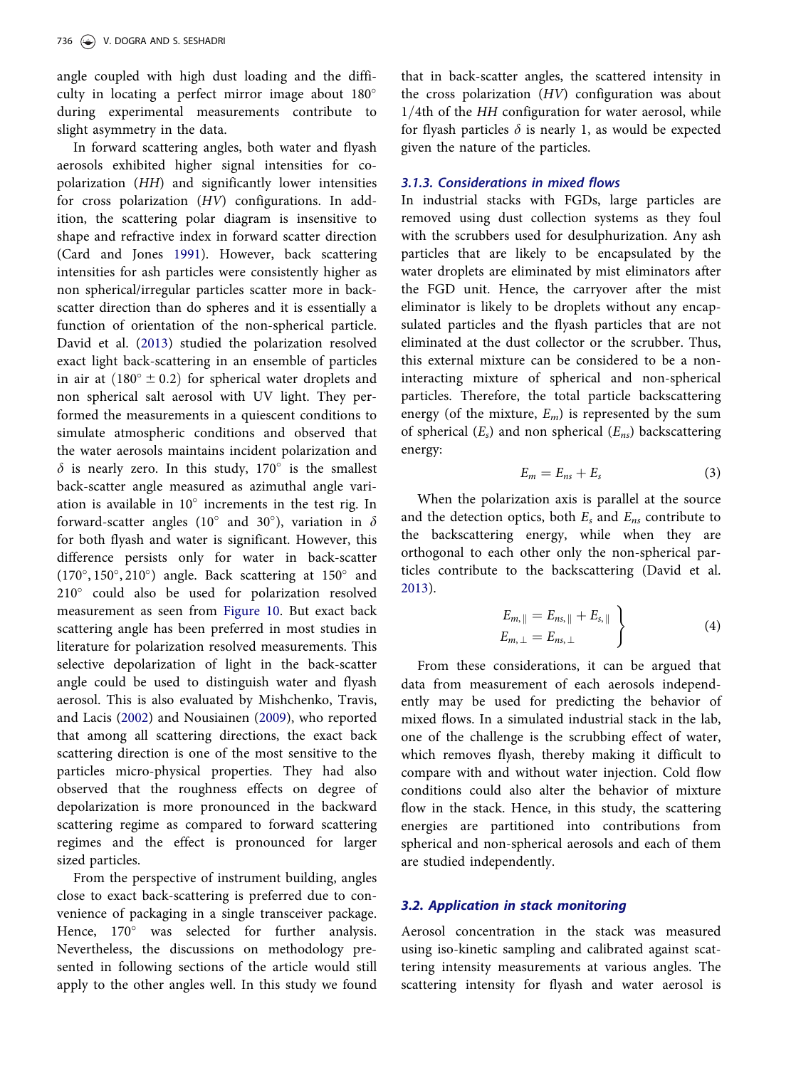angle coupled with high dust loading and the difficulty in locating a perfect mirror image about 180° during experimental measurements contribute to slight asymmetry in the data.

In forward scattering angles, both water and flyash aerosols exhibited higher signal intensities for co-polarization (*HH*) and significantly lower intensities for cross polarization (*HV*) configurations. In addition, the scattering polar diagram is insensitive to shape and refractive index in forward scatter direction (Card and Jones 1991). However, back scattering intensities for ash particles were consistently higher as non spherical/irregular particles scatter more in back-scatter direction than do spheres and it is essentially a function of orientation of the non-spherical particle. David et al. (2013) studied the polarization resolved exact light back-scattering in an ensemble of particles in air at ($180^\circ \pm 0.2$) for spherical water droplets and non spherical salt aerosol with UV light. They performed the measurements in a quiescent conditions to simulate atmospheric conditions and observed that the water aerosols maintains incident polarization and $\delta$ is nearly zero. In this study, 170° is the smallest back-scatter angle measured as azimuthal angle variation is available in 10° increments in the test rig. In forward-scatter angles (10° and 30°), variation in $\delta$ for both flyash and water is significant. However, this difference persists only for water in back-scatter ($170^\circ, 150^\circ, 210^\circ$) angle. Back scattering at 150° and 210° could also be used for polarization resolved measurement as seen from Figure 10. But exact back scattering angle has been preferred in most studies in literature for polarization resolved measurements. This selective depolarization of light in the back-scatter angle could be used to distinguish water and flyash aerosol. This is also evaluated by Mishchenko, Travis, and Lacis (2002) and Nousiainen (2009), who reported that among all scattering directions, the exact back scattering direction is one of the most sensitive to the particles micro-physical properties. They had also observed that the roughness effects on degree of depolarization is more pronounced in the backward scattering regime as compared to forward scattering regimes and the effect is pronounced for larger sized particles.

From the perspective of instrument building, angles close to exact back-scattering is preferred due to convenience of packaging in a single transceiver package. Hence, 170° was selected for further analysis. Nevertheless, the discussions on methodology presented in following sections of the article would still apply to the other angles well. In this study we found that in back-scatter angles, the scattered intensity in the cross polarization (*HV*) configuration was about 1/4th of the *HH* configuration for water aerosol, while for flyash particles $\delta$ is nearly 1, as would be expected given the nature of the particles.

#### 3.1.3. Considerations in mixed flows

In industrial stacks with FGDs, large particles are removed using dust collection systems as they foul with the scrubbers used for desulphurization. Any ash particles that are likely to be encapsulated by the water droplets are eliminated by mist eliminators after the FGD unit. Hence, the carryover after the mist eliminator is likely to be droplets without any encapsulated particles and the flyash particles that are not eliminated at the dust collector or the scrubber. Thus, this external mixture can be considered to be a non-interacting mixture of spherical and non-spherical particles. Therefore, the total particle backscattering energy (of the mixture, $E_m$) is represented by the sum of spherical ($E_s$) and non spherical ($E_{ns}$) backscattering energy:

$$E_m = E_{ns} + E_s \tag{3}$$

When the polarization axis is parallel at the source and the detection optics, both $E_s$ and $E_{ns}$ contribute to the backscattering energy, while when they are orthogonal to each other only the non-spherical particles contribute to the backscattering (David et al. 2013).

$$\left.\begin{aligned} E_{m,\parallel} &= E_{ns,\parallel} + E_{s,\parallel} \\ E_{m,\perp} &= E_{ns,\perp} \end{aligned}\right\} \tag{4}$$

From these considerations, it can be argued that data from measurement of each aerosols independently may be used for predicting the behavior of mixed flows. In a simulated industrial stack in the lab, one of the challenge is the scrubbing effect of water, which removes flyash, thereby making it difficult to compare with and without water injection. Cold flow conditions could also alter the behavior of mixture flow in the stack. Hence, in this study, the scattering energies are partitioned into contributions from spherical and non-spherical aerosols and each of them are studied independently.

### 3.2. Application in stack monitoring

Aerosol concentration in the stack was measured using iso-kinetic sampling and calibrated against scattering intensity measurements at various angles. The scattering intensity for flyash and water aerosol is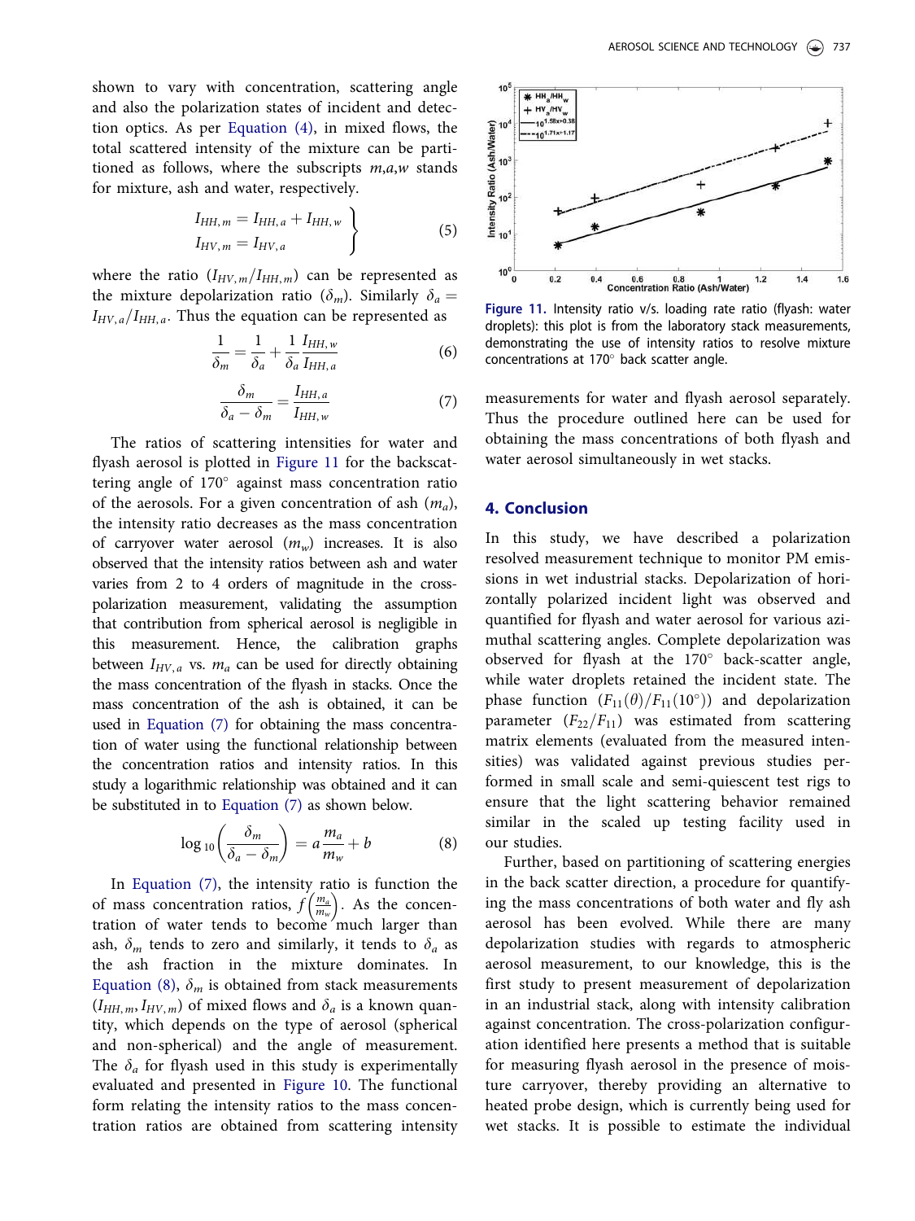shown to vary with concentration, scattering angle and also the polarization states of incident and detection optics. As per Equation (4), in mixed flows, the total scattered intensity of the mixture can be partitioned as follows, where the subscripts $m$,$a$,$w$ stands for mixture, ash and water, respectively.

$$\left.\begin{aligned} I_{HH,m} &= I_{HH,a} + I_{HH,w} \\ I_{HV,m} &= I_{HV,a} \end{aligned}\right\} \tag{5}$$

where the ratio $(I_{HV,m}/I_{HH,m})$ can be represented as the mixture depolarization ratio ($\delta_m$). Similarly $\delta_a = I_{HV,a}/I_{HH,a}$. Thus the equation can be represented as

$$\frac{1}{\delta_m} = \frac{1}{\delta_a} + \frac{1}{\delta_a}\frac{I_{HH,w}}{I_{HH,a}} \tag{6}$$

$$\frac{\delta_m}{\delta_a - \delta_m} = \frac{I_{HH,a}}{I_{HH,w}} \tag{7}$$

The ratios of scattering intensities for water and flyash aerosol is plotted in Figure 11 for the backscattering angle of 170° against mass concentration ratio of the aerosols. For a given concentration of ash ($m_a$), the intensity ratio decreases as the mass concentration of carryover water aerosol ($m_w$) increases. It is also observed that the intensity ratios between ash and water varies from 2 to 4 orders of magnitude in the cross-polarization measurement, validating the assumption that contribution from spherical aerosol is negligible in this measurement. Hence, the calibration graphs between $I_{HV,a}$ vs. $m_a$ can be used for directly obtaining the mass concentration of the flyash in stacks. Once the mass concentration of the ash is obtained, it can be used in Equation (7) for obtaining the mass concentration of water using the functional relationship between the concentration ratios and intensity ratios. In this study a logarithmic relationship was obtained and it can be substituted in to Equation (7) as shown below.

$$\log_{10}\left(\frac{\delta_m}{\delta_a - \delta_m}\right) = a\frac{m_a}{m_w} + b \tag{8}$$

In Equation (7), the intensity ratio is function the of mass concentration ratios, $f\left(\frac{m_a}{m_w}\right)$. As the concentration of water tends to become much larger than ash, $\delta_m$ tends to zero and similarly, it tends to $\delta_a$ as the ash fraction in the mixture dominates. In Equation (8), $\delta_m$ is obtained from stack measurements ($I_{HH,m}, I_{HV,m}$) of mixed flows and $\delta_a$ is a known quantity, which depends on the type of aerosol (spherical and non-spherical) and the angle of measurement. The $\delta_a$ for flyash used in this study is experimentally evaluated and presented in Figure 10. The functional form relating the intensity ratios to the mass concentration ratios are obtained from scattering intensity measurements for water and flyash aerosol separately. Thus the procedure outlined here can be used for obtaining the mass concentrations of both flyash and water aerosol simultaneously in wet stacks.

Figure 11. Intensity ratio v/s. loading rate ratio (flyash: water droplets): this plot is from the laboratory stack measurements, demonstrating the use of intensity ratios to resolve mixture concentrations at 170° back scatter angle.

## 4. Conclusion

In this study, we have described a polarization resolved measurement technique to monitor PM emissions in wet industrial stacks. Depolarization of horizontally polarized incident light was observed and quantified for flyash and water aerosol for various azimuthal scattering angles. Complete depolarization was observed for flyash at the 170° back-scatter angle, while water droplets retained the incident state. The phase function $(F_{11}(\theta)/F_{11}(10°))$ and depolarization parameter $(F_{22}/F_{11})$ was estimated from scattering matrix elements (evaluated from the measured intensities) was validated against previous studies performed in small scale and semi-quiescent test rigs to ensure that the light scattering behavior remained similar in the scaled up testing facility used in our studies.

Further, based on partitioning of scattering energies in the back scatter direction, a procedure for quantifying the mass concentrations of both water and fly ash aerosol has been evolved. While there are many depolarization studies with regards to atmospheric aerosol measurement, to our knowledge, this is the first study to present measurement of depolarization in an industrial stack, along with intensity calibration against concentration. The cross-polarization configuration identified here presents a method that is suitable for measuring flyash aerosol in the presence of moisture carryover, thereby providing an alternative to heated probe design, which is currently being used for wet stacks. It is possible to estimate the individual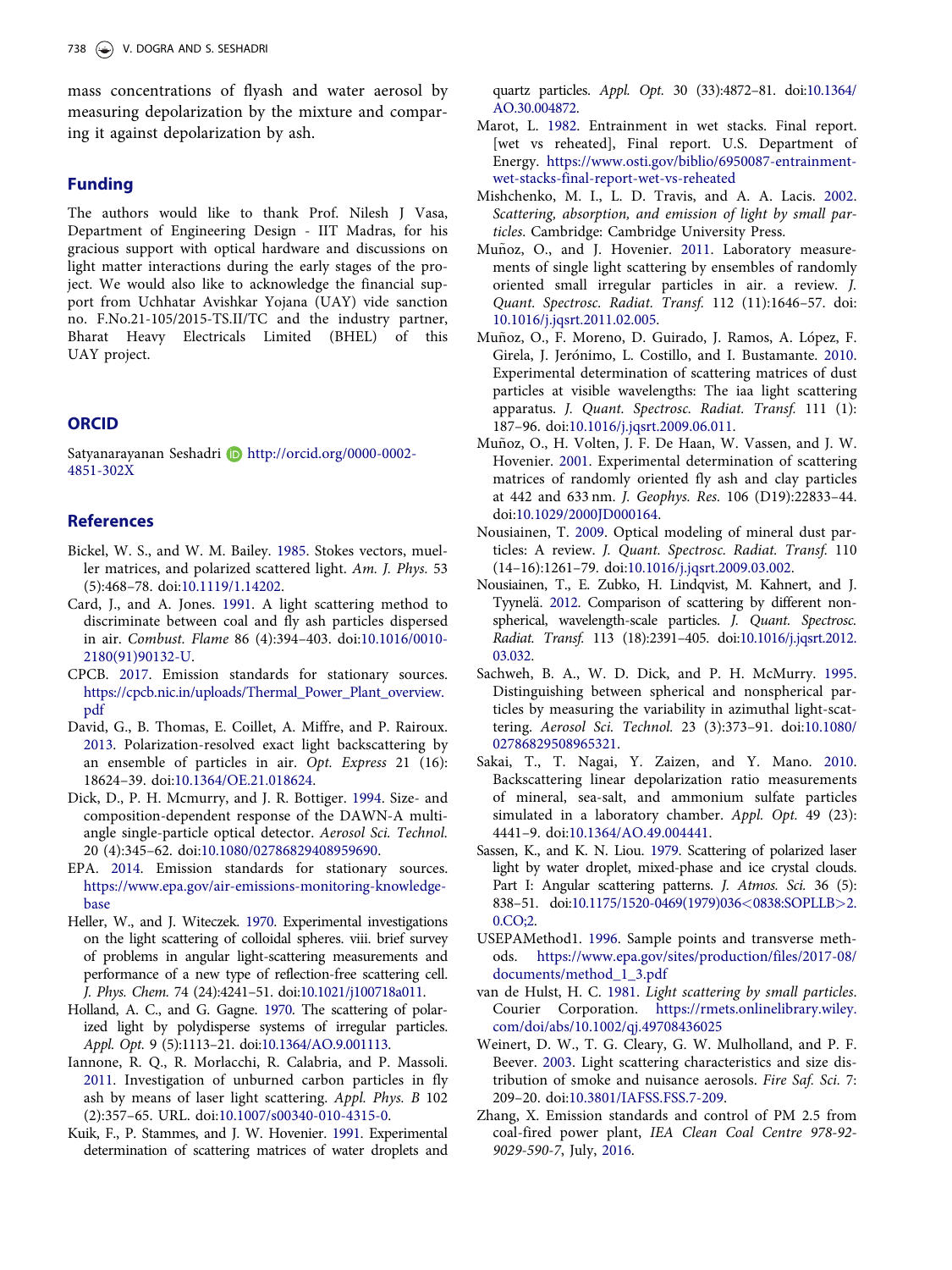mass concentrations of flyash and water aerosol by measuring depolarization by the mixture and comparing it against depolarization by ash.

## Funding

The authors would like to thank Prof. Nilesh J Vasa, Department of Engineering Design - IIT Madras, for his gracious support with optical hardware and discussions on light matter interactions during the early stages of the project. We would also like to acknowledge the financial support from Uchhatar Avishkar Yojana (UAY) vide sanction no. F.No.21-105/2015-TS.II/TC and the industry partner, Bharat Heavy Electricals Limited (BHEL) of this UAY project.

## ORCID

Satyanarayanan Seshadri http://orcid.org/0000-0002-4851-302X

## References

Bickel, W. S., and W. M. Bailey. 1985. Stokes vectors, mueller matrices, and polarized scattered light. *Am. J. Phys.* 53 (5):468–78. doi:10.1119/1.14202.

Card, J., and A. Jones. 1991. A light scattering method to discriminate between coal and fly ash particles dispersed in air. *Combust. Flame* 86 (4):394–403. doi:10.1016/0010-2180(91)90132-U.

CPCB. 2017. Emission standards for stationary sources. https://cpcb.nic.in/uploads/Thermal_Power_Plant_overview.pdf

David, G., B. Thomas, E. Coillet, A. Miffre, and P. Rairoux. 2013. Polarization-resolved exact light backscattering by an ensemble of particles in air. *Opt. Express* 21 (16): 18624–39. doi:10.1364/OE.21.018624.

Dick, D., P. H. Mcmurry, and J. R. Bottiger. 1994. Size- and composition-dependent response of the DAWN-A multi-angle single-particle optical detector. *Aerosol Sci. Technol.* 20 (4):345–62. doi:10.1080/02786829408959690.

EPA. 2014. Emission standards for stationary sources. https://www.epa.gov/air-emissions-monitoring-knowledge-base

Heller, W., and J. Witeczek. 1970. Experimental investigations on the light scattering of colloidal spheres. viii. brief survey of problems in angular light-scattering measurements and performance of a new type of reflection-free scattering cell. *J. Phys. Chem.* 74 (24):4241–51. doi:10.1021/j100718a011.

Holland, A. C., and G. Gagne. 1970. The scattering of polarized light by polydisperse systems of irregular particles. *Appl. Opt.* 9 (5):1113–21. doi:10.1364/AO.9.001113.

Iannone, R. Q., R. Morlacchi, R. Calabria, and P. Massoli. 2011. Investigation of unburned carbon particles in fly ash by means of laser light scattering. *Appl. Phys. B* 102 (2):357–65. URL. doi:10.1007/s00340-010-4315-0.

Kuik, F., P. Stammes, and J. W. Hovenier. 1991. Experimental determination of scattering matrices of water droplets and quartz particles. *Appl. Opt.* 30 (33):4872–81. doi:10.1364/AO.30.004872.

Marot, L. 1982. Entrainment in wet stacks. Final report. [wet vs reheated], Final report. U.S. Department of Energy. https://www.osti.gov/biblio/6950087-entrainment-wet-stacks-final-report-wet-vs-reheated

Mishchenko, M. I., L. D. Travis, and A. A. Lacis. 2002. *Scattering, absorption, and emission of light by small particles*. Cambridge: Cambridge University Press.

Muñoz, O., and J. Hovenier. 2011. Laboratory measurements of single light scattering by ensembles of randomly oriented small irregular particles in air. a review. *J. Quant. Spectrosc. Radiat. Transf.* 112 (11):1646–57. doi:10.1016/j.jqsrt.2011.02.005.

Muñoz, O., F. Moreno, D. Guirado, J. Ramos, A. López, F. Girela, J. Jerónimo, L. Costillo, and I. Bustamante. 2010. Experimental determination of scattering matrices of dust particles at visible wavelengths: The iaa light scattering apparatus. *J. Quant. Spectrosc. Radiat. Transf.* 111 (1): 187–96. doi:10.1016/j.jqsrt.2009.06.011.

Muñoz, O., H. Volten, J. F. De Haan, W. Vassen, and J. W. Hovenier. 2001. Experimental determination of scattering matrices of randomly oriented fly ash and clay particles at 442 and 633 nm. *J. Geophys. Res.* 106 (D19):22833–44. doi:10.1029/2000JD000164.

Nousiainen, T. 2009. Optical modeling of mineral dust particles: A review. *J. Quant. Spectrosc. Radiat. Transf.* 110 (14–16):1261–79. doi:10.1016/j.jqsrt.2009.03.002.

Nousiainen, T., E. Zubko, H. Lindqvist, M. Kahnert, and J. Tyynelä. 2012. Comparison of scattering by different nonspherical, wavelength-scale particles. *J. Quant. Spectrosc. Radiat. Transf.* 113 (18):2391–405. doi:10.1016/j.jqsrt.2012.03.032.

Sachweh, B. A., W. D. Dick, and P. H. McMurry. 1995. Distinguishing between spherical and nonspherical particles by measuring the variability in azimuthal light-scattering. *Aerosol Sci. Technol.* 23 (3):373–91. doi:10.1080/02786829508965321.

Sakai, T., T. Nagai, Y. Zaizen, and Y. Mano. 2010. Backscattering linear depolarization ratio measurements of mineral, sea-salt, and ammonium sulfate particles simulated in a laboratory chamber. *Appl. Opt.* 49 (23): 4441–9. doi:10.1364/AO.49.004441.

Sassen, K., and K. N. Liou. 1979. Scattering of polarized laser light by water droplet, mixed-phase and ice crystal clouds. Part I: Angular scattering patterns. *J. Atmos. Sci.* 36 (5): 838–51. doi:10.1175/1520-0469(1979)036<0838:SOPLLB>2.0.CO;2.

USEPAMethod1. 1996. Sample points and transverse methods. https://www.epa.gov/sites/production/files/2017-08/documents/method_1_3.pdf

van de Hulst, H. C. 1981. *Light scattering by small particles*. Courier Corporation. https://rmets.onlinelibrary.wiley.com/doi/abs/10.1002/qj.49708436025

Weinert, D. W., T. G. Cleary, G. W. Mulholland, and P. F. Beever. 2003. Light scattering characteristics and size distribution of smoke and nuisance aerosols. *Fire Saf. Sci.* 7: 209–20. doi:10.3801/IAFSS.FSS.7-209.

Zhang, X. Emission standards and control of PM 2.5 from coal-fired power plant, *IEA Clean Coal Centre 978-92-9029-590-7*, July, 2016.